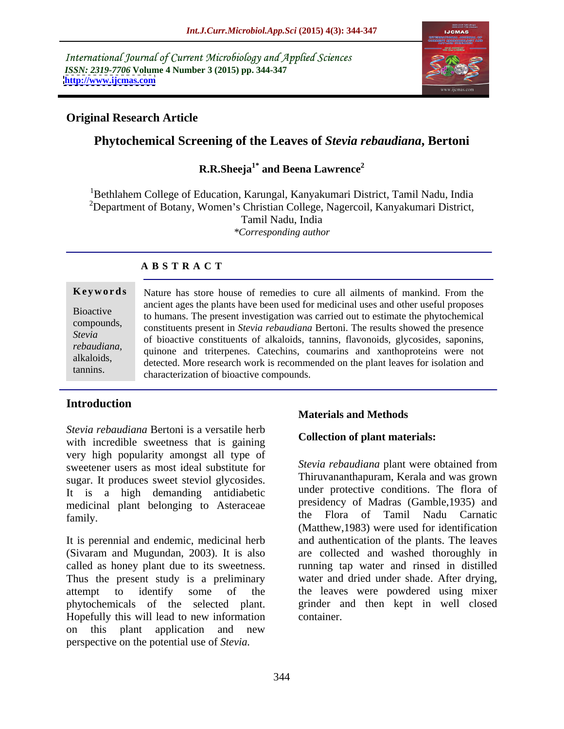International Journal of Current Microbiology and Applied Sciences
*ISSN: 2319-7706* **Volume 4 Number 3 (2015) pp. 344-347**
**http://www.ijcmas.com**

**Original Research Article**

# Phytochemical Screening of the Leaves of *Stevia rebaudiana*, Bertoni

**R.R.Sheeja[1*] and Beena Lawrence[2]**

[1]Bethlahem College of Education, Karungal, Kanyakumari District, Tamil Nadu, India
[2]Department of Botany, Women's Christian College, Nagercoil, Kanyakumari District, Tamil Nadu, India
*\*Corresponding author*

## ABSTRACT

**Keywords**

Bioactive compounds, *Stevia rebaudiana,* alkaloids, tannins.

Nature has store house of remedies to cure all ailments of mankind. From the ancient ages the plants have been used for medicinal uses and other useful proposes to humans. The present investigation was carried out to estimate the phytochemical constituents present in *Stevia rebaudiana* Bertoni. The results showed the presence of bioactive constituents of alkaloids, tannins, flavonoids, glycosides, saponins, quinone and triterpenes. Catechins, coumarins and xanthoproteins were not detected. More research work is recommended on the plant leaves for isolation and characterization of bioactive compounds.

## Introduction

*Stevia rebaudiana* Bertoni is a versatile herb with incredible sweetness that is gaining very high popularity amongst all type of sweetener users as most ideal substitute for sugar. It produces sweet steviol glycosides. It is a high demanding antidiabetic medicinal plant belonging to Asteraceae family.

It is perennial and endemic, medicinal herb (Sivaram and Mugundan, 2003). It is also called as honey plant due to its sweetness. Thus the present study is a preliminary attempt to identify some of the phytochemicals of the selected plant. Hopefully this will lead to new information on this plant application and new perspective on the potential use of *Stevia.*

## Materials and Methods

### Collection of plant materials:

*Stevia rebaudiana* plant were obtained from Thiruvananthapuram, Kerala and was grown under protective conditions. The flora of presidency of Madras (Gamble,1935) and the Flora of Tamil Nadu Carnatic (Matthew,1983) were used for identification and authentication of the plants. The leaves are collected and washed thoroughly in running tap water and rinsed in distilled water and dried under shade. After drying, the leaves were powdered using mixer grinder and then kept in well closed container.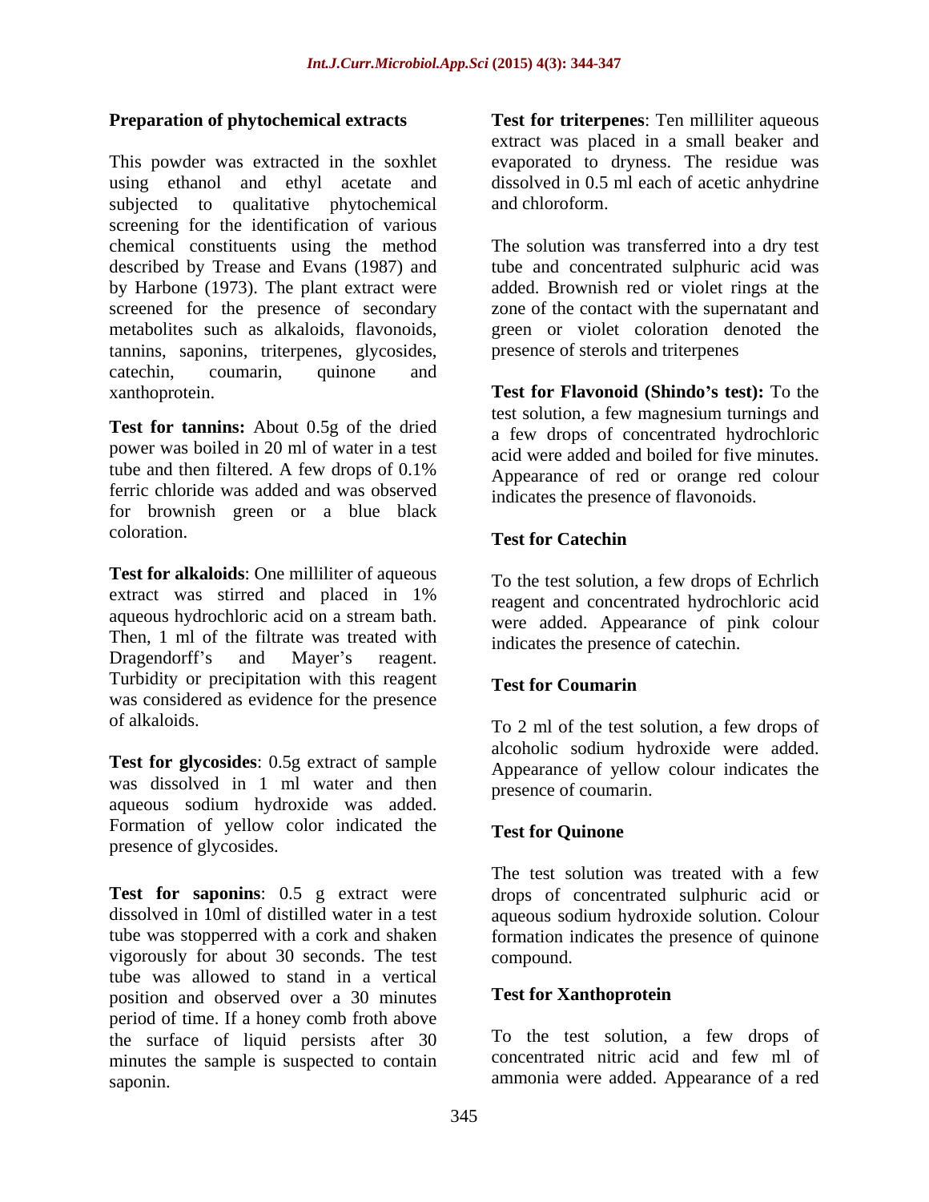### Preparation of phytochemical extracts

This powder was extracted in the soxhlet using ethanol and ethyl acetate and subjected to qualitative phytochemical screening for the identification of various chemical constituents using the method described by Trease and Evans (1987) and by Harbone (1973). The plant extract were screened for the presence of secondary metabolites such as alkaloids, flavonoids, tannins, saponins, triterpenes, glycosides, catechin, coumarin, quinone and xanthoprotein.

**Test for tannins:** About 0.5g of the dried power was boiled in 20 ml of water in a test tube and then filtered. A few drops of 0.1% ferric chloride was added and was observed for brownish green or a blue black coloration.

**Test for alkaloids**: One milliliter of aqueous extract was stirred and placed in 1% aqueous hydrochloric acid on a stream bath. Then, 1 ml of the filtrate was treated with Dragendorff's and Mayer's reagent. Turbidity or precipitation with this reagent was considered as evidence for the presence of alkaloids.

**Test for glycosides**: 0.5g extract of sample was dissolved in 1 ml water and then aqueous sodium hydroxide was added. Formation of yellow color indicated the presence of glycosides.

**Test for saponins**: 0.5 g extract were dissolved in 10ml of distilled water in a test tube was stopperred with a cork and shaken vigorously for about 30 seconds. The test tube was allowed to stand in a vertical position and observed over a 30 minutes period of time. If a honey comb froth above the surface of liquid persists after 30 minutes the sample is suspected to contain saponin.

**Test for triterpenes**: Ten milliliter aqueous extract was placed in a small beaker and evaporated to dryness. The residue was dissolved in 0.5 ml each of acetic anhydrine and chloroform.

The solution was transferred into a dry test tube and concentrated sulphuric acid was added. Brownish red or violet rings at the zone of the contact with the supernatant and green or violet coloration denoted the presence of sterols and triterpenes

**Test for Flavonoid (Shindo's test):** To the test solution, a few magnesium turnings and a few drops of concentrated hydrochloric acid were added and boiled for five minutes. Appearance of red or orange red colour indicates the presence of flavonoids.

**Test for Catechin**

To the test solution, a few drops of Echrlich reagent and concentrated hydrochloric acid were added. Appearance of pink colour indicates the presence of catechin.

**Test for Coumarin**

To 2 ml of the test solution, a few drops of alcoholic sodium hydroxide were added. Appearance of yellow colour indicates the presence of coumarin.

**Test for Quinone**

The test solution was treated with a few drops of concentrated sulphuric acid or aqueous sodium hydroxide solution. Colour formation indicates the presence of quinone compound.

**Test for Xanthoprotein**

To the test solution, a few drops of concentrated nitric acid and few ml of ammonia were added. Appearance of a red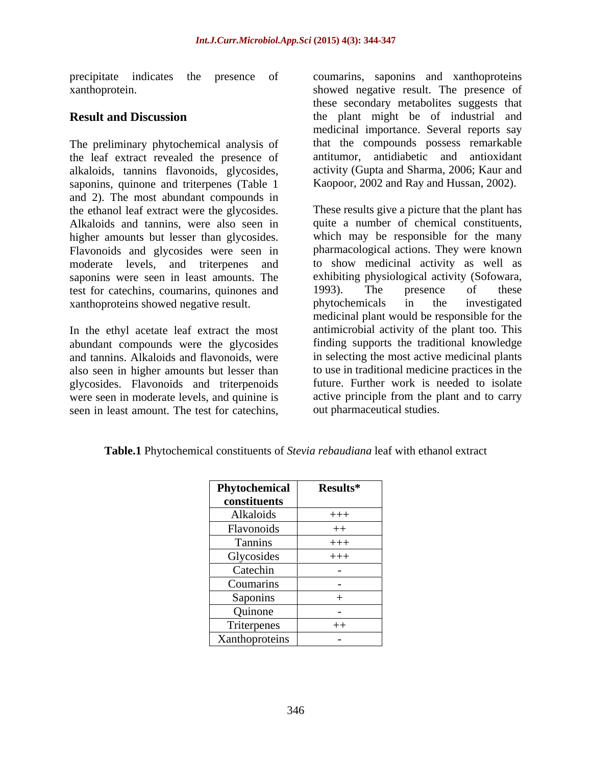precipitate indicates the presence of xanthoprotein.

## Result and Discussion

The preliminary phytochemical analysis of the leaf extract revealed the presence of alkaloids, tannins flavonoids, glycosides, saponins, quinone and triterpenes (Table 1 and 2). The most abundant compounds in the ethanol leaf extract were the glycosides. Alkaloids and tannins, were also seen in higher amounts but lesser than glycosides. Flavonoids and glycosides were seen in moderate levels, and triterpenes and saponins were seen in least amounts. The test for catechins, coumarins, quinones and xanthoproteins showed negative result.

In the ethyl acetate leaf extract the most abundant compounds were the glycosides and tannins. Alkaloids and flavonoids, were also seen in higher amounts but lesser than glycosides. Flavonoids and triterpenoids were seen in moderate levels, and quinine is seen in least amount. The test for catechins, coumarins, saponins and xanthoproteins showed negative result. The presence of these secondary metabolites suggests that the plant might be of industrial and medicinal importance. Several reports say that the compounds possess remarkable antitumor, antidiabetic and antioxidant activity (Gupta and Sharma, 2006; Kaur and Kaopoor, 2002 and Ray and Hussan, 2002).

These results give a picture that the plant has quite a number of chemical constituents, which may be responsible for the many pharmacological actions. They were known to show medicinal activity as well as exhibiting physiological activity (Sofowara, 1993). The presence of these phytochemicals in the investigated medicinal plant would be responsible for the antimicrobial activity of the plant too. This finding supports the traditional knowledge in selecting the most active medicinal plants to use in traditional medicine practices in the future. Further work is needed to isolate active principle from the plant and to carry out pharmaceutical studies.

**Table.1** Phytochemical constituents of *Stevia rebaudiana* leaf with ethanol extract

| Phytochemical constituents | Results* |
|---|---|
| Alkaloids | +++ |
| Flavonoids | ++ |
| Tannins | +++ |
| Glycosides | +++ |
| Catechin | - |
| Coumarins | - |
| Saponins | + |
| Quinone | - |
| Triterpenes | ++ |
| Xanthoproteins | - |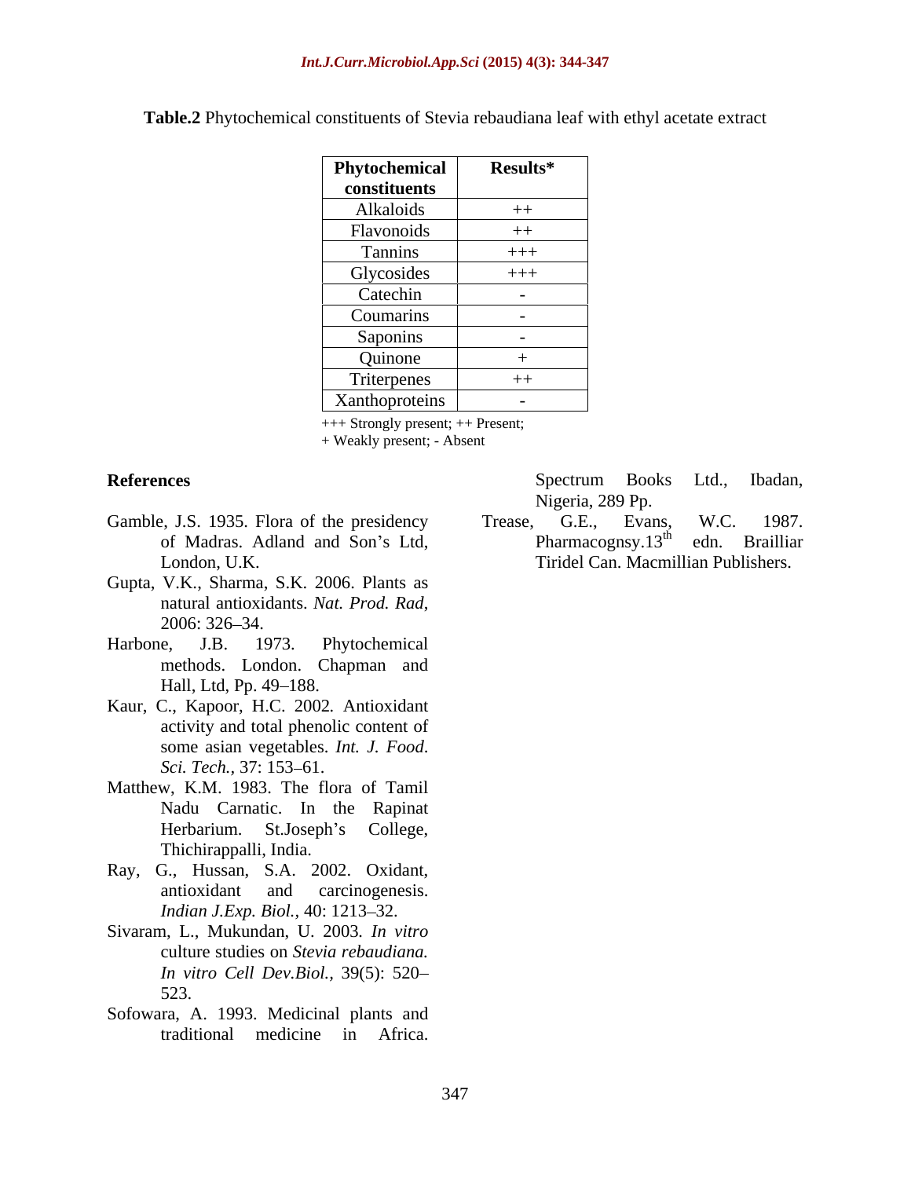**Table.2** Phytochemical constituents of Stevia rebaudiana leaf with ethyl acetate extract

| Phytochemical constituents | Results* |
|---|---|
| Alkaloids | ++ |
| Flavonoids | ++ |
| Tannins | +++ |
| Glycosides | +++ |
| Catechin | - |
| Coumarins | - |
| Saponins | - |
| Quinone | + |
| Triterpenes | ++ |
| Xanthoproteins | - |

+++ Strongly present; ++ Present;
+ Weakly present; - Absent

## References

Gamble, J.S. 1935. Flora of the presidency of Madras. Adland and Son's Ltd, London, U.K.

Gupta, V.K., Sharma, S.K. 2006. Plants as natural antioxidants. *Nat. Prod. Rad*, 2006: 326–34.

Harbone, J.B. 1973. Phytochemical methods. London. Chapman and Hall, Ltd, Pp. 49–188.

Kaur, C., Kapoor, H.C. 2002. Antioxidant activity and total phenolic content of some asian vegetables. *Int. J. Food. Sci. Tech.,* 37: 153–61.

Matthew, K.M. 1983. The flora of Tamil Nadu Carnatic. In the Rapinat Herbarium. St.Joseph's College, Thichirappalli, India.

Ray, G., Hussan, S.A. 2002. Oxidant, antioxidant and carcinogenesis. *Indian J.Exp. Biol.,* 40: 1213–32.

Sivaram, L., Mukundan, U. 2003. *In vitro* culture studies on *Stevia rebaudiana. In vitro Cell Dev.Biol.,* 39(5): 520–523.

Sofowara, A. 1993. Medicinal plants and traditional medicine in Africa. Spectrum Books Ltd., Ibadan, Nigeria, 289 Pp.

Trease, G.E., Evans, W.C. 1987. Pharmacognsy.13th edn. Brailliar Tiridel Can. Macmillian Publishers.